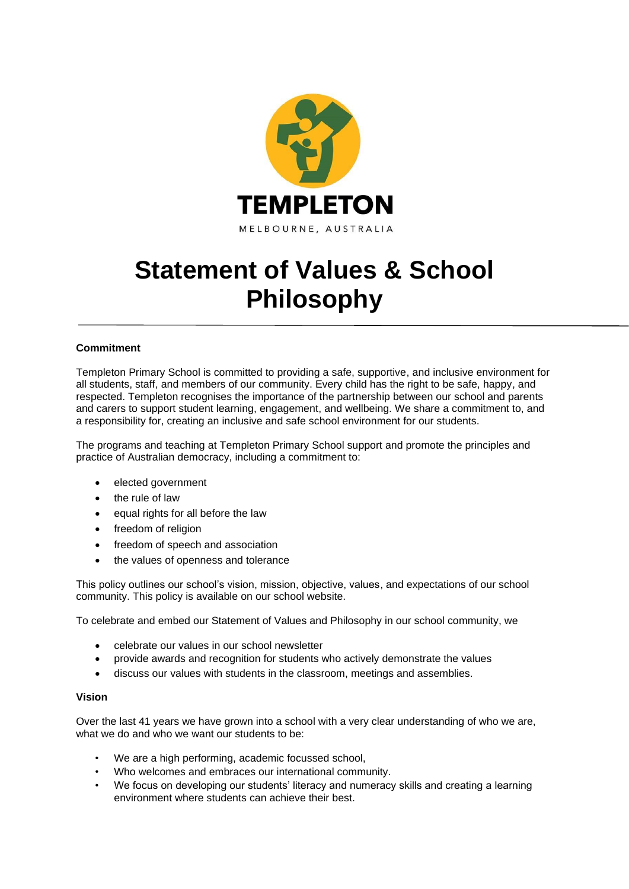TEMPLETON

MELBOURNE, AUSTRALIA

# Statement of Values & School Philosophy

**Commitment**

Templeton Primary School is committed to providing a safe, supportive, and inclusive environment for all students, staff, and members of our community. Every child has the right to be safe, happy, and respected. Templeton recognises the importance of the partnership between our school and parents and carers to support student learning, engagement, and wellbeing. We share a commitment to, and a responsibility for, creating an inclusive and safe school environment for our students.

The programs and teaching at Templeton Primary School support and promote the principles and practice of Australian democracy, including a commitment to:

- elected government
- the rule of law
- equal rights for all before the law
- freedom of religion
- freedom of speech and association
- the values of openness and tolerance

This policy outlines our school's vision, mission, objective, values, and expectations of our school community. This policy is available on our school website.

To celebrate and embed our Statement of Values and Philosophy in our school community, we

- celebrate our values in our school newsletter
- provide awards and recognition for students who actively demonstrate the values
- discuss our values with students in the classroom, meetings and assemblies.

**Vision**

Over the last 41 years we have grown into a school with a very clear understanding of who we are, what we do and who we want our students to be:

- We are a high performing, academic focussed school,
- Who welcomes and embraces our international community.
- We focus on developing our students' literacy and numeracy skills and creating a learning environment where students can achieve their best.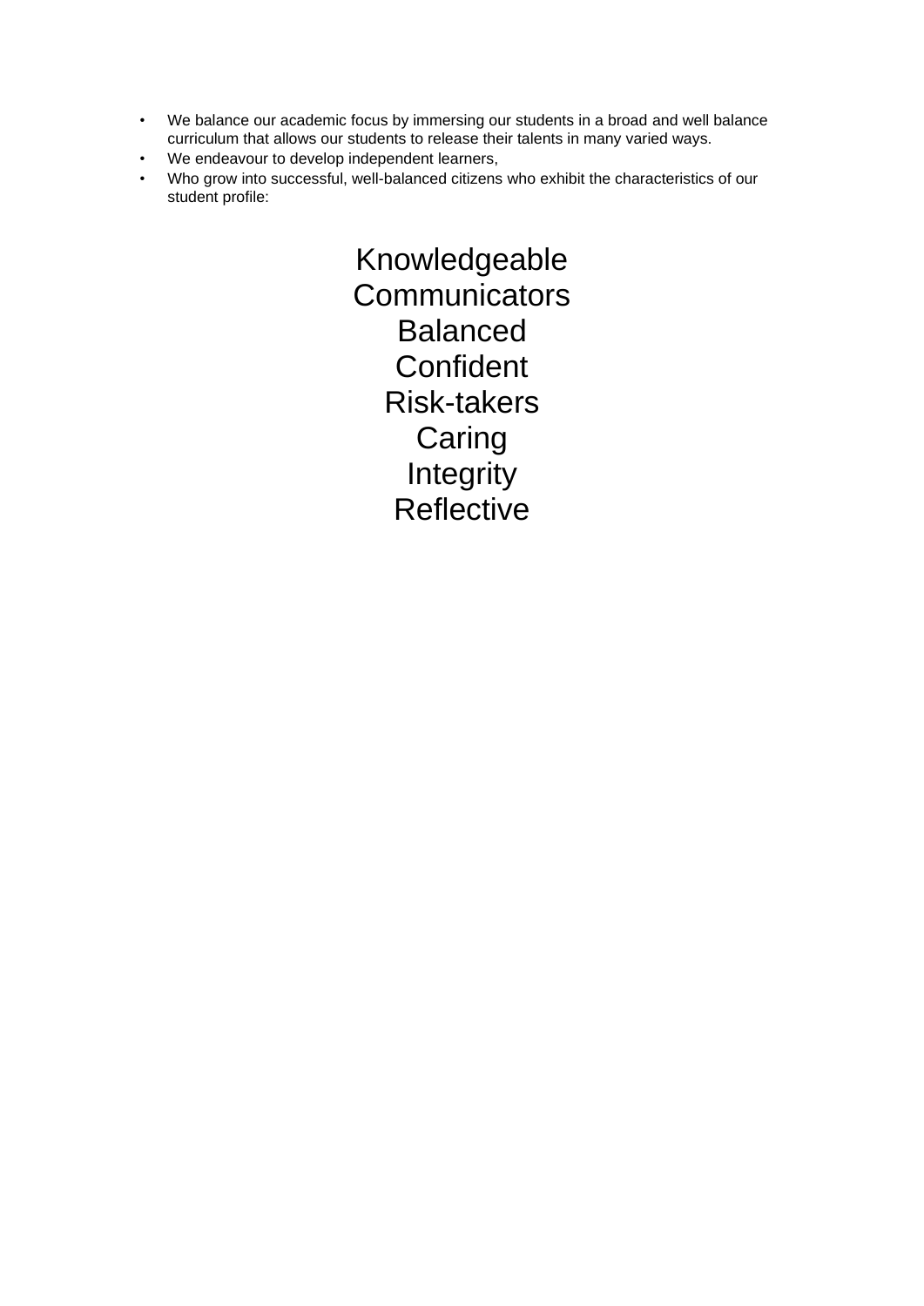- We balance our academic focus by immersing our students in a broad and well balance curriculum that allows our students to release their talents in many varied ways.
- We endeavour to develop independent learners,
- Who grow into successful, well-balanced citizens who exhibit the characteristics of our student profile:

Knowledgeable
Communicators
Balanced
Confident
Risk-takers
Caring
Integrity
Reflective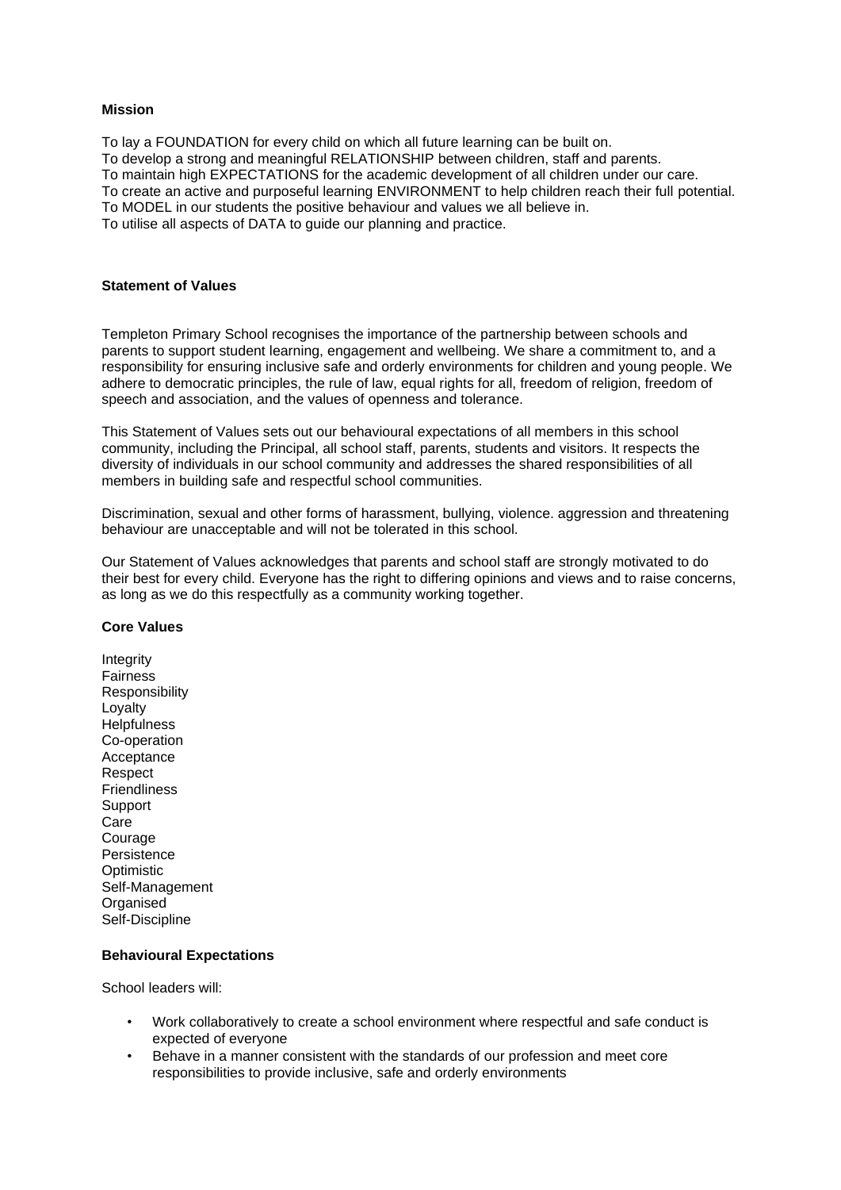**Mission**

To lay a FOUNDATION for every child on which all future learning can be built on.
To develop a strong and meaningful RELATIONSHIP between children, staff and parents.
To maintain high EXPECTATIONS for the academic development of all children under our care.
To create an active and purposeful learning ENVIRONMENT to help children reach their full potential.
To MODEL in our students the positive behaviour and values we all believe in.
To utilise all aspects of DATA to guide our planning and practice.

**Statement of Values**

Templeton Primary School recognises the importance of the partnership between schools and parents to support student learning, engagement and wellbeing. We share a commitment to, and a responsibility for ensuring inclusive safe and orderly environments for children and young people. We adhere to democratic principles, the rule of law, equal rights for all, freedom of religion, freedom of speech and association, and the values of openness and tolerance.

This Statement of Values sets out our behavioural expectations of all members in this school community, including the Principal, all school staff, parents, students and visitors. It respects the diversity of individuals in our school community and addresses the shared responsibilities of all members in building safe and respectful school communities.

Discrimination, sexual and other forms of harassment, bullying, violence. aggression and threatening behaviour are unacceptable and will not be tolerated in this school.

Our Statement of Values acknowledges that parents and school staff are strongly motivated to do their best for every child. Everyone has the right to differing opinions and views and to raise concerns, as long as we do this respectfully as a community working together.

**Core Values**

Integrity
Fairness
Responsibility
Loyalty
Helpfulness
Co-operation
Acceptance
Respect
Friendliness
Support
Care
Courage
Persistence
Optimistic
Self-Management
Organised
Self-Discipline

**Behavioural Expectations**

School leaders will:

- Work collaboratively to create a school environment where respectful and safe conduct is expected of everyone
- Behave in a manner consistent with the standards of our profession and meet core responsibilities to provide inclusive, safe and orderly environments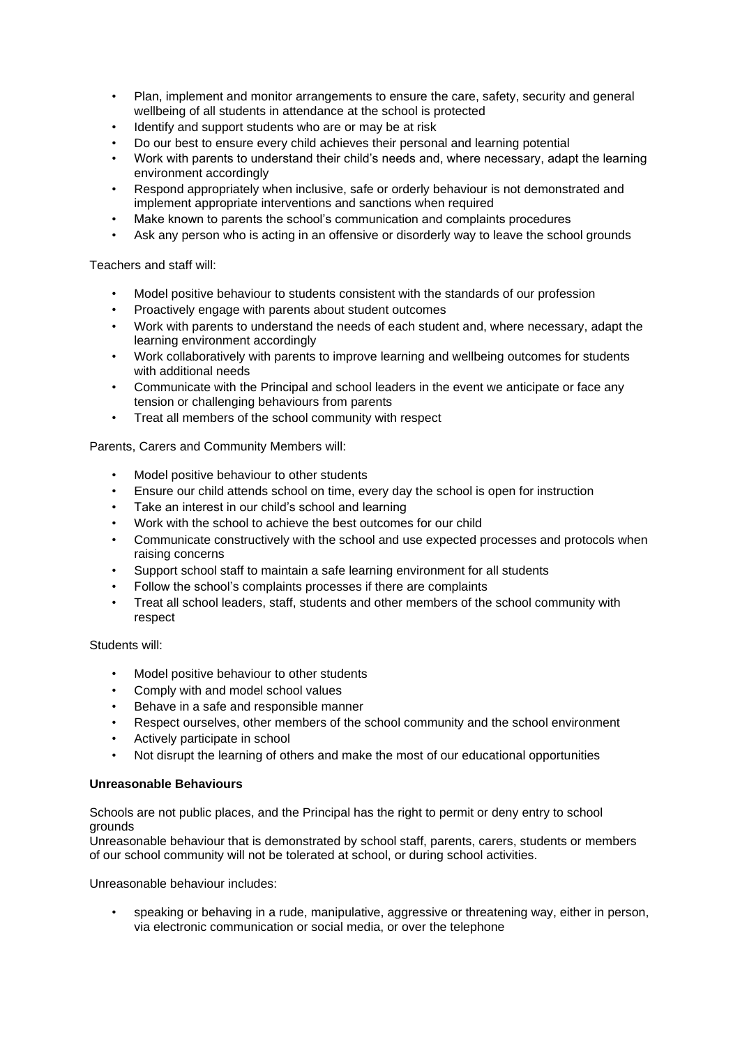- Plan, implement and monitor arrangements to ensure the care, safety, security and general wellbeing of all students in attendance at the school is protected
- Identify and support students who are or may be at risk
- Do our best to ensure every child achieves their personal and learning potential
- Work with parents to understand their child's needs and, where necessary, adapt the learning environment accordingly
- Respond appropriately when inclusive, safe or orderly behaviour is not demonstrated and implement appropriate interventions and sanctions when required
- Make known to parents the school's communication and complaints procedures
- Ask any person who is acting in an offensive or disorderly way to leave the school grounds

Teachers and staff will:

- Model positive behaviour to students consistent with the standards of our profession
- Proactively engage with parents about student outcomes
- Work with parents to understand the needs of each student and, where necessary, adapt the learning environment accordingly
- Work collaboratively with parents to improve learning and wellbeing outcomes for students with additional needs
- Communicate with the Principal and school leaders in the event we anticipate or face any tension or challenging behaviours from parents
- Treat all members of the school community with respect

Parents, Carers and Community Members will:

- Model positive behaviour to other students
- Ensure our child attends school on time, every day the school is open for instruction
- Take an interest in our child's school and learning
- Work with the school to achieve the best outcomes for our child
- Communicate constructively with the school and use expected processes and protocols when raising concerns
- Support school staff to maintain a safe learning environment for all students
- Follow the school's complaints processes if there are complaints
- Treat all school leaders, staff, students and other members of the school community with respect

Students will:

- Model positive behaviour to other students
- Comply with and model school values
- Behave in a safe and responsible manner
- Respect ourselves, other members of the school community and the school environment
- Actively participate in school
- Not disrupt the learning of others and make the most of our educational opportunities

**Unreasonable Behaviours**

Schools are not public places, and the Principal has the right to permit or deny entry to school grounds
Unreasonable behaviour that is demonstrated by school staff, parents, carers, students or members of our school community will not be tolerated at school, or during school activities.

Unreasonable behaviour includes:

- speaking or behaving in a rude, manipulative, aggressive or threatening way, either in person, via electronic communication or social media, or over the telephone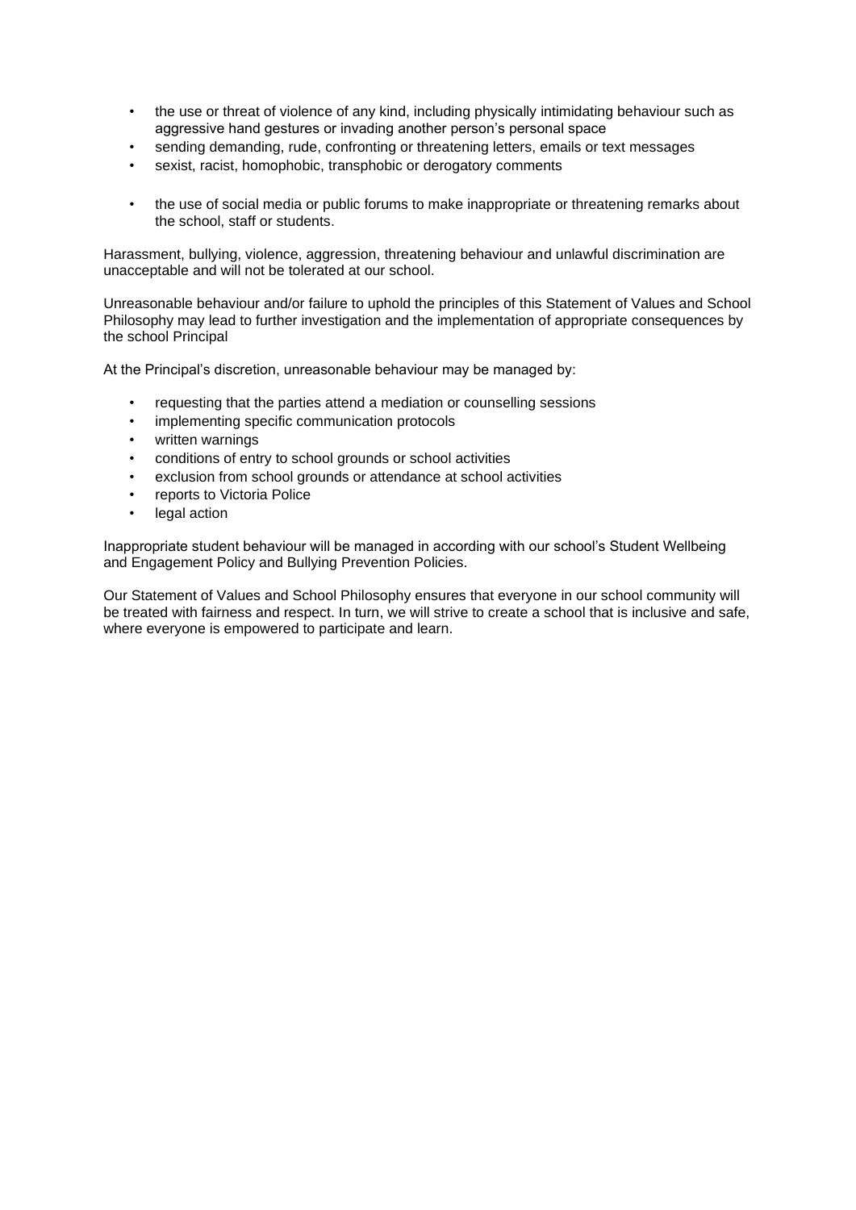- the use or threat of violence of any kind, including physically intimidating behaviour such as aggressive hand gestures or invading another person's personal space
- sending demanding, rude, confronting or threatening letters, emails or text messages
- sexist, racist, homophobic, transphobic or derogatory comments
- the use of social media or public forums to make inappropriate or threatening remarks about the school, staff or students.

Harassment, bullying, violence, aggression, threatening behaviour and unlawful discrimination are unacceptable and will not be tolerated at our school.

Unreasonable behaviour and/or failure to uphold the principles of this Statement of Values and School Philosophy may lead to further investigation and the implementation of appropriate consequences by the school Principal

At the Principal's discretion, unreasonable behaviour may be managed by:

- requesting that the parties attend a mediation or counselling sessions
- implementing specific communication protocols
- written warnings
- conditions of entry to school grounds or school activities
- exclusion from school grounds or attendance at school activities
- reports to Victoria Police
- legal action

Inappropriate student behaviour will be managed in according with our school's Student Wellbeing and Engagement Policy and Bullying Prevention Policies.

Our Statement of Values and School Philosophy ensures that everyone in our school community will be treated with fairness and respect. In turn, we will strive to create a school that is inclusive and safe, where everyone is empowered to participate and learn.